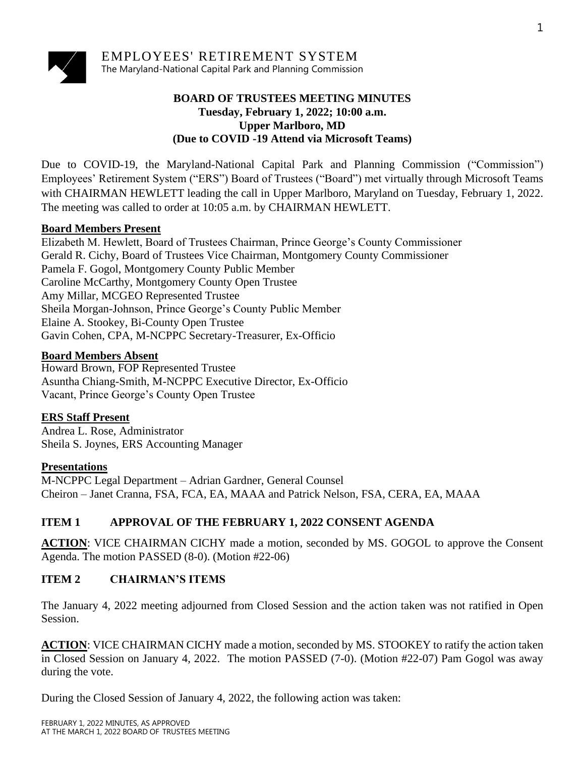# EMPLOYEES' RETIREMENT SYSTEM

The Maryland-National Capital Park and Planning Commission

**BOARD OF TRUSTEES MEETING MINUTES**
**Tuesday, February 1, 2022; 10:00 a.m.**
**Upper Marlboro, MD**
**(Due to COVID -19 Attend via Microsoft Teams)**

Due to COVID-19, the Maryland-National Capital Park and Planning Commission ("Commission") Employees' Retirement System ("ERS") Board of Trustees ("Board") met virtually through Microsoft Teams with CHAIRMAN HEWLETT leading the call in Upper Marlboro, Maryland on Tuesday, February 1, 2022. The meeting was called to order at 10:05 a.m. by CHAIRMAN HEWLETT.

**Board Members Present**

Elizabeth M. Hewlett, Board of Trustees Chairman, Prince George's County Commissioner
Gerald R. Cichy, Board of Trustees Vice Chairman, Montgomery County Commissioner
Pamela F. Gogol, Montgomery County Public Member
Caroline McCarthy, Montgomery County Open Trustee
Amy Millar, MCGEO Represented Trustee
Sheila Morgan-Johnson, Prince George's County Public Member
Elaine A. Stookey, Bi-County Open Trustee
Gavin Cohen, CPA, M-NCPPC Secretary-Treasurer, Ex-Officio

**Board Members Absent**

Howard Brown, FOP Represented Trustee
Asuntha Chiang-Smith, M-NCPPC Executive Director, Ex-Officio
Vacant, Prince George's County Open Trustee

**ERS Staff Present**

Andrea L. Rose, Administrator
Sheila S. Joynes, ERS Accounting Manager

**Presentations**

M-NCPPC Legal Department – Adrian Gardner, General Counsel
Cheiron – Janet Cranna, FSA, FCA, EA, MAAA and Patrick Nelson, FSA, CERA, EA, MAAA

## ITEM 1 APPROVAL OF THE FEBRUARY 1, 2022 CONSENT AGENDA

**ACTION**: VICE CHAIRMAN CICHY made a motion, seconded by MS. GOGOL to approve the Consent Agenda. The motion PASSED (8-0). (Motion #22-06)

## ITEM 2 CHAIRMAN'S ITEMS

The January 4, 2022 meeting adjourned from Closed Session and the action taken was not ratified in Open Session.

**ACTION**: VICE CHAIRMAN CICHY made a motion, seconded by MS. STOOKEY to ratify the action taken in Closed Session on January 4, 2022. The motion PASSED (7-0). (Motion #22-07) Pam Gogol was away during the vote.

During the Closed Session of January 4, 2022, the following action was taken:

FEBRUARY 1, 2022 MINUTES, AS APPROVED
AT THE MARCH 1, 2022 BOARD OF TRUSTEES MEETING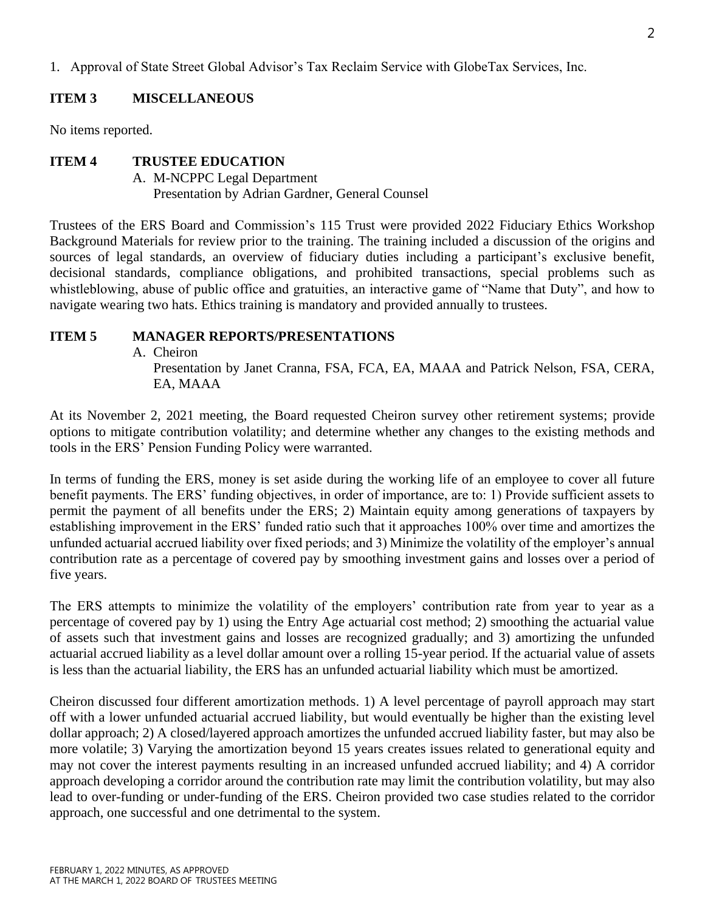1. Approval of State Street Global Advisor's Tax Reclaim Service with GlobeTax Services, Inc.

## ITEM 3 MISCELLANEOUS

No items reported.

## ITEM 4 TRUSTEE EDUCATION

A. M-NCPPC Legal Department
   Presentation by Adrian Gardner, General Counsel

Trustees of the ERS Board and Commission's 115 Trust were provided 2022 Fiduciary Ethics Workshop Background Materials for review prior to the training. The training included a discussion of the origins and sources of legal standards, an overview of fiduciary duties including a participant's exclusive benefit, decisional standards, compliance obligations, and prohibited transactions, special problems such as whistleblowing, abuse of public office and gratuities, an interactive game of "Name that Duty", and how to navigate wearing two hats. Ethics training is mandatory and provided annually to trustees.

## ITEM 5 MANAGER REPORTS/PRESENTATIONS

A. Cheiron
   Presentation by Janet Cranna, FSA, FCA, EA, MAAA and Patrick Nelson, FSA, CERA, EA, MAAA

At its November 2, 2021 meeting, the Board requested Cheiron survey other retirement systems; provide options to mitigate contribution volatility; and determine whether any changes to the existing methods and tools in the ERS' Pension Funding Policy were warranted.

In terms of funding the ERS, money is set aside during the working life of an employee to cover all future benefit payments. The ERS' funding objectives, in order of importance, are to: 1) Provide sufficient assets to permit the payment of all benefits under the ERS; 2) Maintain equity among generations of taxpayers by establishing improvement in the ERS' funded ratio such that it approaches 100% over time and amortizes the unfunded actuarial accrued liability over fixed periods; and 3) Minimize the volatility of the employer's annual contribution rate as a percentage of covered pay by smoothing investment gains and losses over a period of five years.

The ERS attempts to minimize the volatility of the employers' contribution rate from year to year as a percentage of covered pay by 1) using the Entry Age actuarial cost method; 2) smoothing the actuarial value of assets such that investment gains and losses are recognized gradually; and 3) amortizing the unfunded actuarial accrued liability as a level dollar amount over a rolling 15-year period. If the actuarial value of assets is less than the actuarial liability, the ERS has an unfunded actuarial liability which must be amortized.

Cheiron discussed four different amortization methods. 1) A level percentage of payroll approach may start off with a lower unfunded actuarial accrued liability, but would eventually be higher than the existing level dollar approach; 2) A closed/layered approach amortizes the unfunded accrued liability faster, but may also be more volatile; 3) Varying the amortization beyond 15 years creates issues related to generational equity and may not cover the interest payments resulting in an increased unfunded accrued liability; and 4) A corridor approach developing a corridor around the contribution rate may limit the contribution volatility, but may also lead to over-funding or under-funding of the ERS. Cheiron provided two case studies related to the corridor approach, one successful and one detrimental to the system.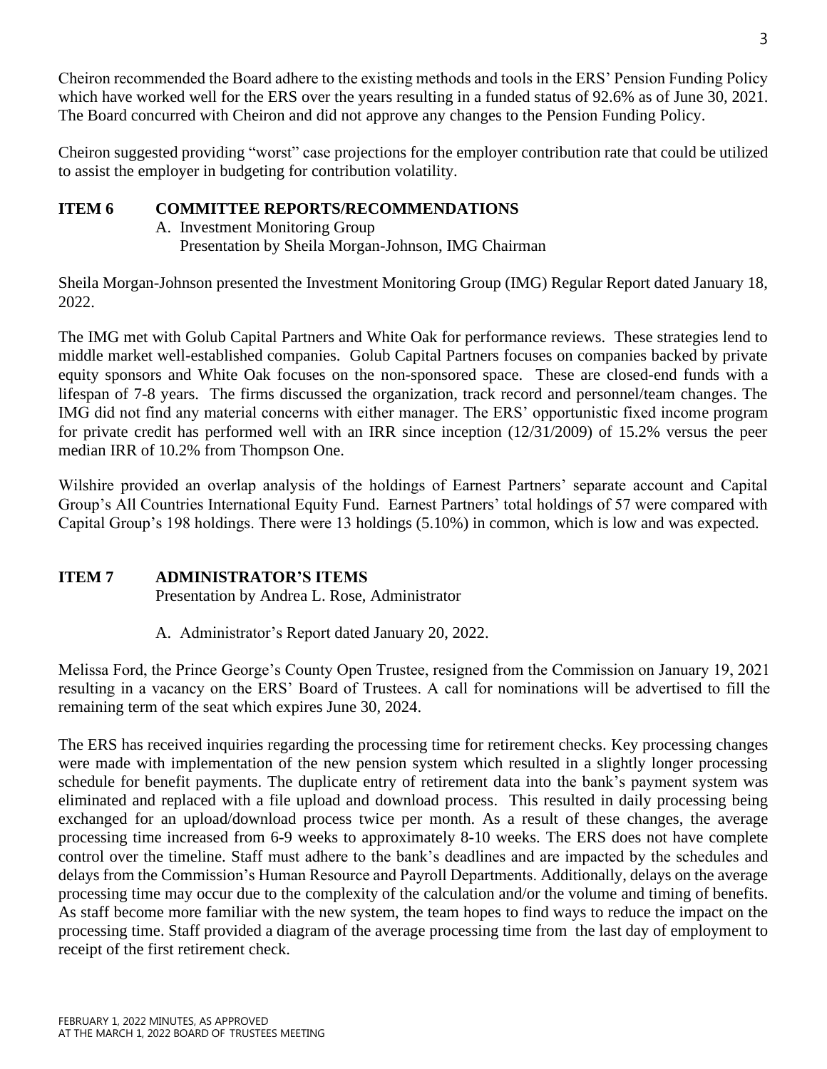Cheiron recommended the Board adhere to the existing methods and tools in the ERS' Pension Funding Policy which have worked well for the ERS over the years resulting in a funded status of 92.6% as of June 30, 2021. The Board concurred with Cheiron and did not approve any changes to the Pension Funding Policy.

Cheiron suggested providing "worst" case projections for the employer contribution rate that could be utilized to assist the employer in budgeting for contribution volatility.

## ITEM 6 COMMITTEE REPORTS/RECOMMENDATIONS

A. Investment Monitoring Group
Presentation by Sheila Morgan-Johnson, IMG Chairman

Sheila Morgan-Johnson presented the Investment Monitoring Group (IMG) Regular Report dated January 18, 2022.

The IMG met with Golub Capital Partners and White Oak for performance reviews. These strategies lend to middle market well-established companies. Golub Capital Partners focuses on companies backed by private equity sponsors and White Oak focuses on the non-sponsored space. These are closed-end funds with a lifespan of 7-8 years. The firms discussed the organization, track record and personnel/team changes. The IMG did not find any material concerns with either manager. The ERS' opportunistic fixed income program for private credit has performed well with an IRR since inception (12/31/2009) of 15.2% versus the peer median IRR of 10.2% from Thompson One.

Wilshire provided an overlap analysis of the holdings of Earnest Partners' separate account and Capital Group's All Countries International Equity Fund. Earnest Partners' total holdings of 57 were compared with Capital Group's 198 holdings. There were 13 holdings (5.10%) in common, which is low and was expected.

## ITEM 7 ADMINISTRATOR'S ITEMS

Presentation by Andrea L. Rose, Administrator

A. Administrator's Report dated January 20, 2022.

Melissa Ford, the Prince George's County Open Trustee, resigned from the Commission on January 19, 2021 resulting in a vacancy on the ERS' Board of Trustees. A call for nominations will be advertised to fill the remaining term of the seat which expires June 30, 2024.

The ERS has received inquiries regarding the processing time for retirement checks. Key processing changes were made with implementation of the new pension system which resulted in a slightly longer processing schedule for benefit payments. The duplicate entry of retirement data into the bank's payment system was eliminated and replaced with a file upload and download process. This resulted in daily processing being exchanged for an upload/download process twice per month. As a result of these changes, the average processing time increased from 6-9 weeks to approximately 8-10 weeks. The ERS does not have complete control over the timeline. Staff must adhere to the bank's deadlines and are impacted by the schedules and delays from the Commission's Human Resource and Payroll Departments. Additionally, delays on the average processing time may occur due to the complexity of the calculation and/or the volume and timing of benefits. As staff become more familiar with the new system, the team hopes to find ways to reduce the impact on the processing time. Staff provided a diagram of the average processing time from the last day of employment to receipt of the first retirement check.

FEBRUARY 1, 2022 MINUTES, AS APPROVED
AT THE MARCH 1, 2022 BOARD OF TRUSTEES MEETING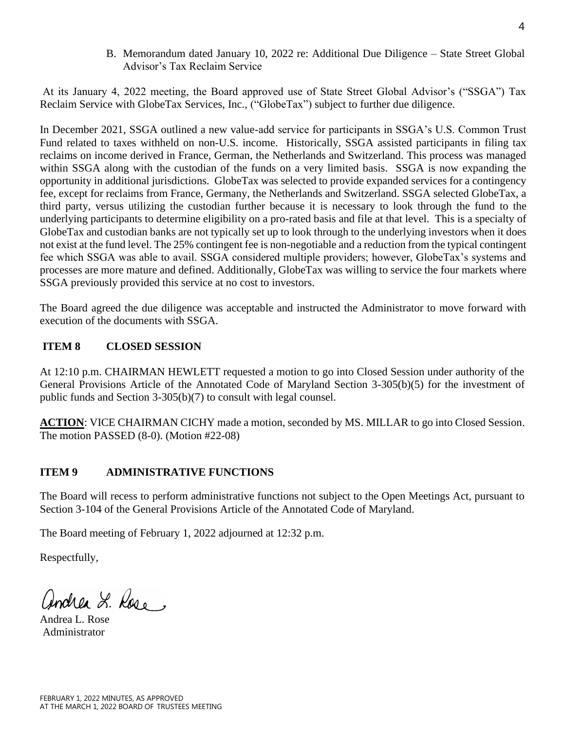B. Memorandum dated January 10, 2022 re: Additional Due Diligence – State Street Global Advisor's Tax Reclaim Service

At its January 4, 2022 meeting, the Board approved use of State Street Global Advisor's ("SSGA") Tax Reclaim Service with GlobeTax Services, Inc., ("GlobeTax") subject to further due diligence.

In December 2021, SSGA outlined a new value-add service for participants in SSGA's U.S. Common Trust Fund related to taxes withheld on non-U.S. income. Historically, SSGA assisted participants in filing tax reclaims on income derived in France, German, the Netherlands and Switzerland. This process was managed within SSGA along with the custodian of the funds on a very limited basis. SSGA is now expanding the opportunity in additional jurisdictions. GlobeTax was selected to provide expanded services for a contingency fee, except for reclaims from France, Germany, the Netherlands and Switzerland. SSGA selected GlobeTax, a third party, versus utilizing the custodian further because it is necessary to look through the fund to the underlying participants to determine eligibility on a pro-rated basis and file at that level. This is a specialty of GlobeTax and custodian banks are not typically set up to look through to the underlying investors when it does not exist at the fund level. The 25% contingent fee is non-negotiable and a reduction from the typical contingent fee which SSGA was able to avail. SSGA considered multiple providers; however, GlobeTax's systems and processes are more mature and defined. Additionally, GlobeTax was willing to service the four markets where SSGA previously provided this service at no cost to investors.

The Board agreed the due diligence was acceptable and instructed the Administrator to move forward with execution of the documents with SSGA.

## ITEM 8 CLOSED SESSION

At 12:10 p.m. CHAIRMAN HEWLETT requested a motion to go into Closed Session under authority of the General Provisions Article of the Annotated Code of Maryland Section 3-305(b)(5) for the investment of public funds and Section 3-305(b)(7) to consult with legal counsel.

**ACTION**: VICE CHAIRMAN CICHY made a motion, seconded by MS. MILLAR to go into Closed Session. The motion PASSED (8-0). (Motion #22-08)

## ITEM 9 ADMINISTRATIVE FUNCTIONS

The Board will recess to perform administrative functions not subject to the Open Meetings Act, pursuant to Section 3-104 of the General Provisions Article of the Annotated Code of Maryland.

The Board meeting of February 1, 2022 adjourned at 12:32 p.m.

Respectfully,

Andrea L. Rose

Andrea L. Rose
Administrator

FEBRUARY 1, 2022 MINUTES, AS APPROVED
AT THE MARCH 1, 2022 BOARD OF TRUSTEES MEETING